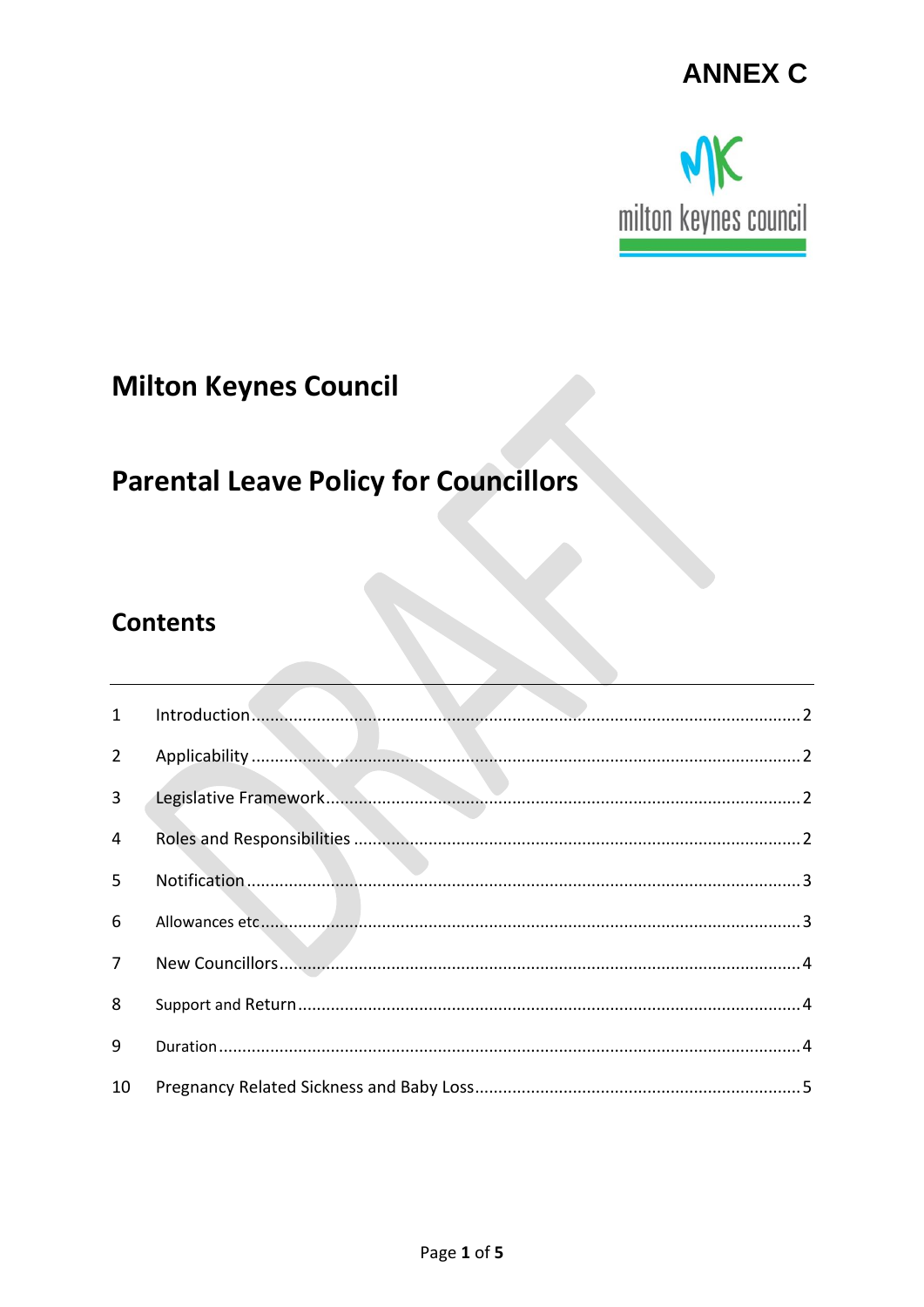ANNEX C

# Milton Keynes Council

# Parental Leave Policy for Councillors

## Contents

| | | |
|---|---|---|
| 1 | Introduction | 2 |
| 2 | Applicability | 2 |
| 3 | Legislative Framework | 2 |
| 4 | Roles and Responsibilities | 2 |
| 5 | Notification | 3 |
| 6 | Allowances etc | 3 |
| 7 | New Councillors | 4 |
| 8 | Support and Return | 4 |
| 9 | Duration | 4 |
| 10 | Pregnancy Related Sickness and Baby Loss | 5 |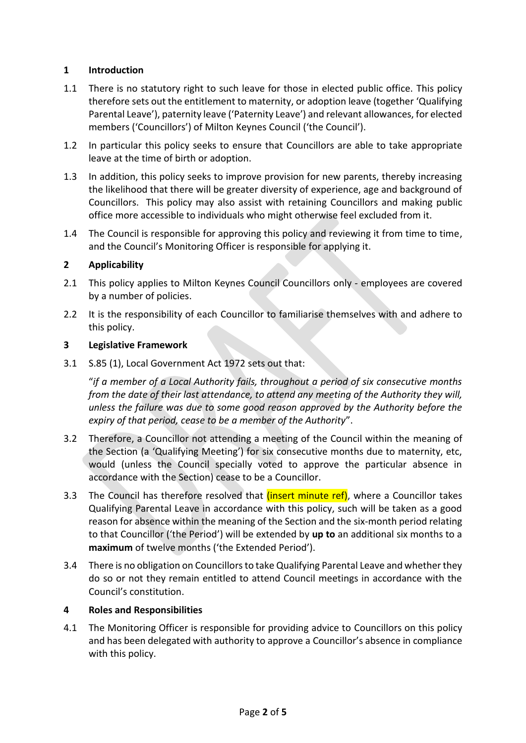## 1 Introduction

1.1 There is no statutory right to such leave for those in elected public office. This policy therefore sets out the entitlement to maternity, or adoption leave (together 'Qualifying Parental Leave'), paternity leave ('Paternity Leave') and relevant allowances, for elected members ('Councillors') of Milton Keynes Council ('the Council').

1.2 In particular this policy seeks to ensure that Councillors are able to take appropriate leave at the time of birth or adoption.

1.3 In addition, this policy seeks to improve provision for new parents, thereby increasing the likelihood that there will be greater diversity of experience, age and background of Councillors. This policy may also assist with retaining Councillors and making public office more accessible to individuals who might otherwise feel excluded from it.

1.4 The Council is responsible for approving this policy and reviewing it from time to time, and the Council's Monitoring Officer is responsible for applying it.

## 2 Applicability

2.1 This policy applies to Milton Keynes Council Councillors only - employees are covered by a number of policies.

2.2 It is the responsibility of each Councillor to familiarise themselves with and adhere to this policy.

## 3 Legislative Framework

3.1 S.85 (1), Local Government Act 1972 sets out that:

"*if a member of a Local Authority fails, throughout a period of six consecutive months from the date of their last attendance, to attend any meeting of the Authority they will, unless the failure was due to some good reason approved by the Authority before the expiry of that period, cease to be a member of the Authority*".

3.2 Therefore, a Councillor not attending a meeting of the Council within the meaning of the Section (a 'Qualifying Meeting') for six consecutive months due to maternity, etc, would (unless the Council specially voted to approve the particular absence in accordance with the Section) cease to be a Councillor.

3.3 The Council has therefore resolved that (insert minute ref), where a Councillor takes Qualifying Parental Leave in accordance with this policy, such will be taken as a good reason for absence within the meaning of the Section and the six-month period relating to that Councillor ('the Period') will be extended by **up to** an additional six months to a **maximum** of twelve months ('the Extended Period').

3.4 There is no obligation on Councillors to take Qualifying Parental Leave and whether they do so or not they remain entitled to attend Council meetings in accordance with the Council's constitution.

## 4 Roles and Responsibilities

4.1 The Monitoring Officer is responsible for providing advice to Councillors on this policy and has been delegated with authority to approve a Councillor's absence in compliance with this policy.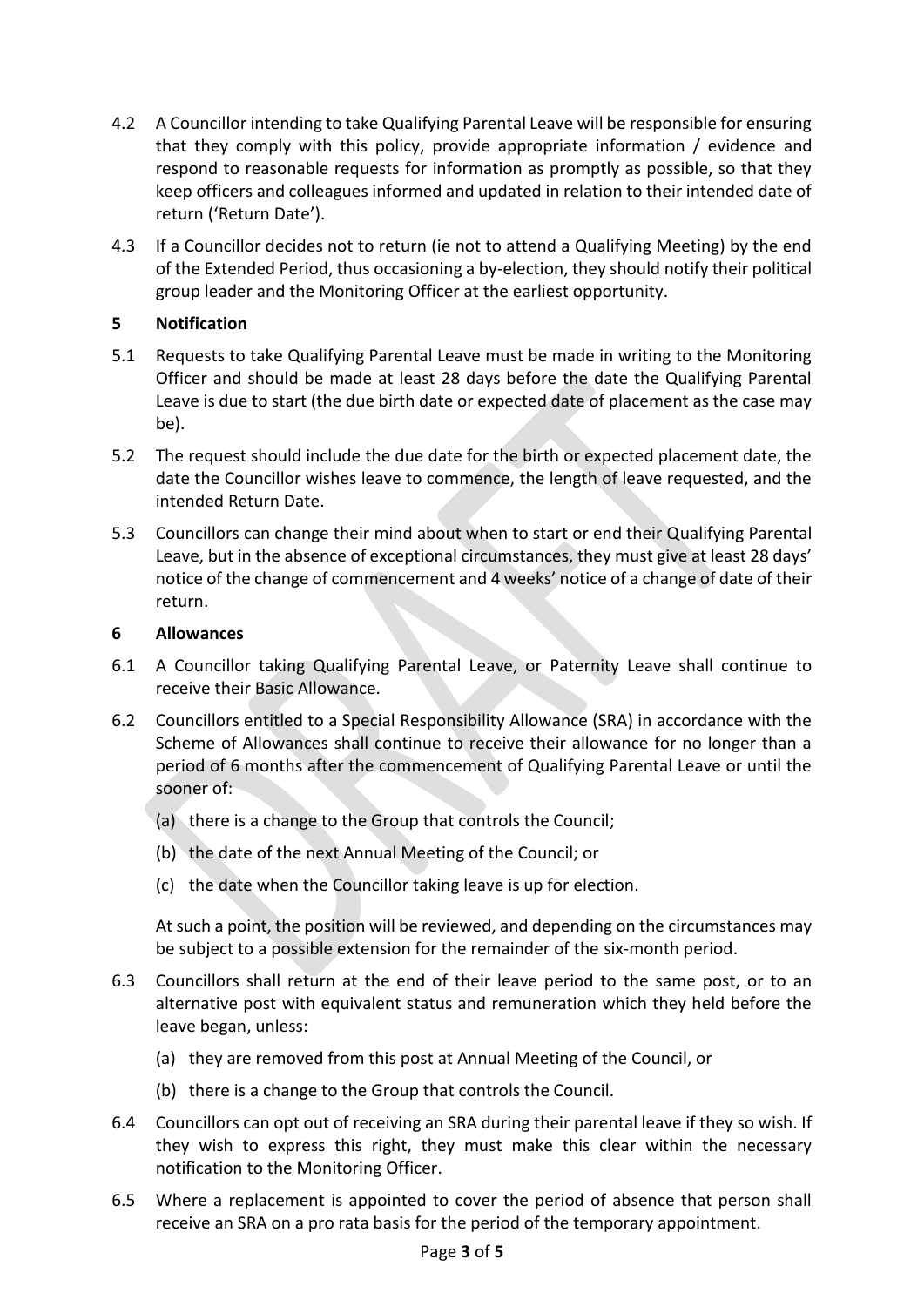4.2 A Councillor intending to take Qualifying Parental Leave will be responsible for ensuring that they comply with this policy, provide appropriate information / evidence and respond to reasonable requests for information as promptly as possible, so that they keep officers and colleagues informed and updated in relation to their intended date of return ('Return Date').

4.3 If a Councillor decides not to return (ie not to attend a Qualifying Meeting) by the end of the Extended Period, thus occasioning a by-election, they should notify their political group leader and the Monitoring Officer at the earliest opportunity.

## 5 Notification

5.1 Requests to take Qualifying Parental Leave must be made in writing to the Monitoring Officer and should be made at least 28 days before the date the Qualifying Parental Leave is due to start (the due birth date or expected date of placement as the case may be).

5.2 The request should include the due date for the birth or expected placement date, the date the Councillor wishes leave to commence, the length of leave requested, and the intended Return Date.

5.3 Councillors can change their mind about when to start or end their Qualifying Parental Leave, but in the absence of exceptional circumstances, they must give at least 28 days' notice of the change of commencement and 4 weeks' notice of a change of date of their return.

## 6 Allowances

6.1 A Councillor taking Qualifying Parental Leave, or Paternity Leave shall continue to receive their Basic Allowance.

6.2 Councillors entitled to a Special Responsibility Allowance (SRA) in accordance with the Scheme of Allowances shall continue to receive their allowance for no longer than a period of 6 months after the commencement of Qualifying Parental Leave or until the sooner of:

(a) there is a change to the Group that controls the Council;

(b) the date of the next Annual Meeting of the Council; or

(c) the date when the Councillor taking leave is up for election.

At such a point, the position will be reviewed, and depending on the circumstances may be subject to a possible extension for the remainder of the six-month period.

6.3 Councillors shall return at the end of their leave period to the same post, or to an alternative post with equivalent status and remuneration which they held before the leave began, unless:

(a) they are removed from this post at Annual Meeting of the Council, or

(b) there is a change to the Group that controls the Council.

6.4 Councillors can opt out of receiving an SRA during their parental leave if they so wish. If they wish to express this right, they must make this clear within the necessary notification to the Monitoring Officer.

6.5 Where a replacement is appointed to cover the period of absence that person shall receive an SRA on a pro rata basis for the period of the temporary appointment.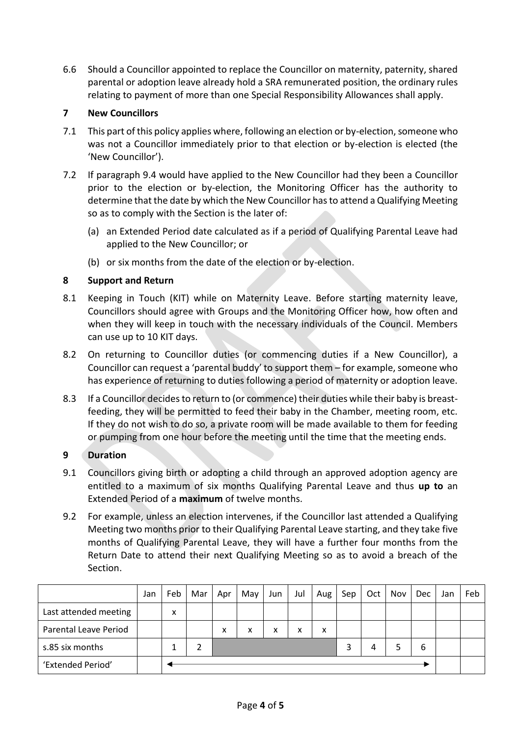6.6 Should a Councillor appointed to replace the Councillor on maternity, paternity, shared parental or adoption leave already hold a SRA remunerated position, the ordinary rules relating to payment of more than one Special Responsibility Allowances shall apply.

## 7 New Councillors

7.1 This part of this policy applies where, following an election or by-election, someone who was not a Councillor immediately prior to that election or by-election is elected (the 'New Councillor').

7.2 If paragraph 9.4 would have applied to the New Councillor had they been a Councillor prior to the election or by-election, the Monitoring Officer has the authority to determine that the date by which the New Councillor has to attend a Qualifying Meeting so as to comply with the Section is the later of:

(a) an Extended Period date calculated as if a period of Qualifying Parental Leave had applied to the New Councillor; or

(b) or six months from the date of the election or by-election.

## 8 Support and Return

8.1 Keeping in Touch (KIT) while on Maternity Leave. Before starting maternity leave, Councillors should agree with Groups and the Monitoring Officer how, how often and when they will keep in touch with the necessary individuals of the Council. Members can use up to 10 KIT days.

8.2 On returning to Councillor duties (or commencing duties if a New Councillor), a Councillor can request a 'parental buddy' to support them – for example, someone who has experience of returning to duties following a period of maternity or adoption leave.

8.3 If a Councillor decides to return to (or commence) their duties while their baby is breast-feeding, they will be permitted to feed their baby in the Chamber, meeting room, etc. If they do not wish to do so, a private room will be made available to them for feeding or pumping from one hour before the meeting until the time that the meeting ends.

## 9 Duration

9.1 Councillors giving birth or adopting a child through an approved adoption agency are entitled to a maximum of six months Qualifying Parental Leave and thus **up to** an Extended Period of a **maximum** of twelve months.

9.2 For example, unless an election intervenes, if the Councillor last attended a Qualifying Meeting two months prior to their Qualifying Parental Leave starting, and they take five months of Qualifying Parental Leave, they will have a further four months from the Return Date to attend their next Qualifying Meeting so as to avoid a breach of the Section.

| | Jan | Feb | Mar | Apr | May | Jun | Jul | Aug | Sep | Oct | Nov | Dec | Jan | Feb |
|---|---|---|---|---|---|---|---|---|---|---|---|---|---|---|
| Last attended meeting | | x | | | | | | | | | | | | |
| Parental Leave Period | | | | x | x | x | x | x | | | | | | |
| s.85 six months | | 1 | 2 | | | | | | 3 | 4 | 5 | 6 | | |
| 'Extended Period' | | ◄ | | | | | | | | | | ► | | |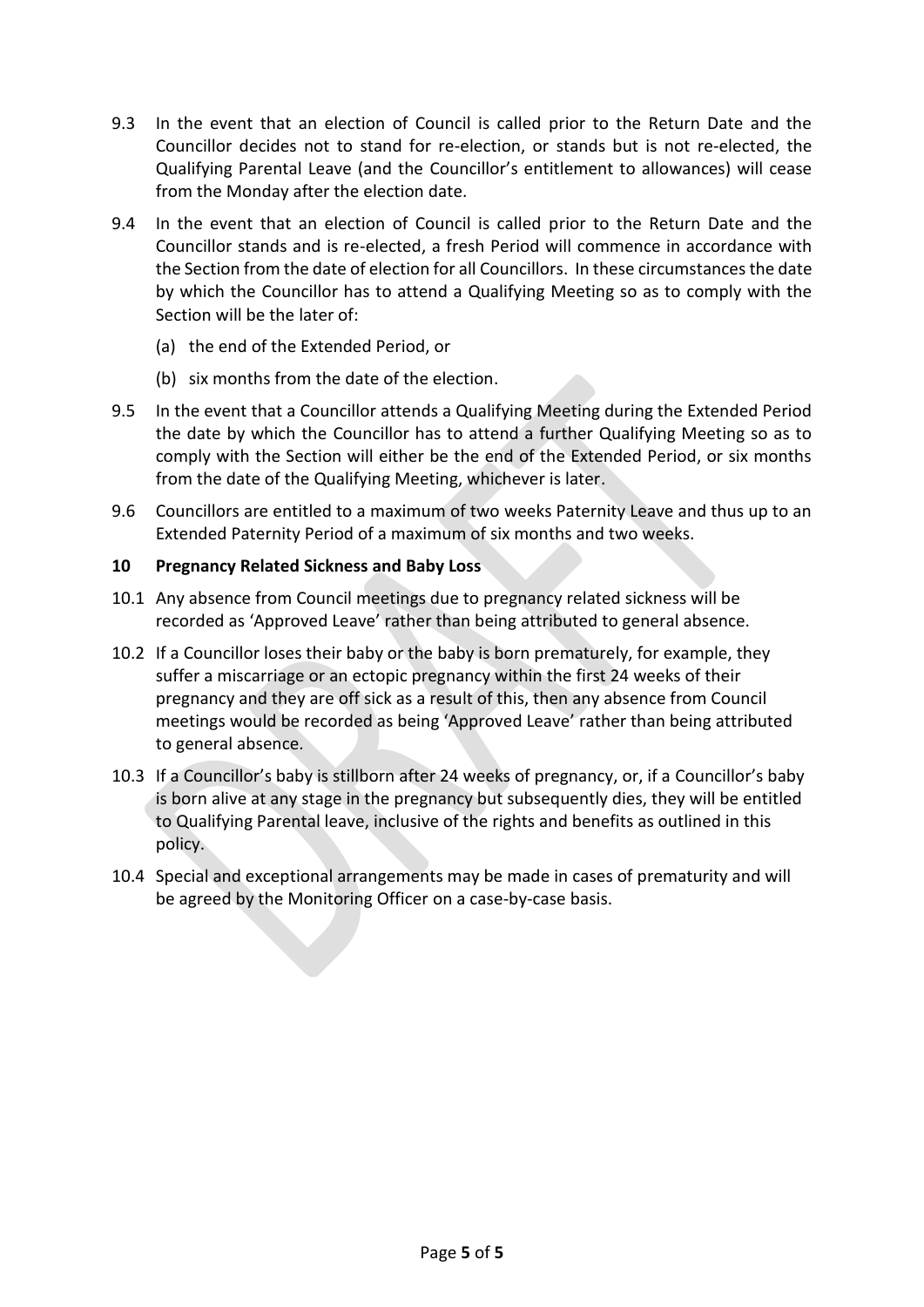9.3 In the event that an election of Council is called prior to the Return Date and the Councillor decides not to stand for re-election, or stands but is not re-elected, the Qualifying Parental Leave (and the Councillor's entitlement to allowances) will cease from the Monday after the election date.

9.4 In the event that an election of Council is called prior to the Return Date and the Councillor stands and is re-elected, a fresh Period will commence in accordance with the Section from the date of election for all Councillors. In these circumstances the date by which the Councillor has to attend a Qualifying Meeting so as to comply with the Section will be the later of:

(a) the end of the Extended Period, or

(b) six months from the date of the election.

9.5 In the event that a Councillor attends a Qualifying Meeting during the Extended Period the date by which the Councillor has to attend a further Qualifying Meeting so as to comply with the Section will either be the end of the Extended Period, or six months from the date of the Qualifying Meeting, whichever is later.

9.6 Councillors are entitled to a maximum of two weeks Paternity Leave and thus up to an Extended Paternity Period of a maximum of six months and two weeks.

**10 Pregnancy Related Sickness and Baby Loss**

10.1 Any absence from Council meetings due to pregnancy related sickness will be recorded as 'Approved Leave' rather than being attributed to general absence.

10.2 If a Councillor loses their baby or the baby is born prematurely, for example, they suffer a miscarriage or an ectopic pregnancy within the first 24 weeks of their pregnancy and they are off sick as a result of this, then any absence from Council meetings would be recorded as being 'Approved Leave' rather than being attributed to general absence.

10.3 If a Councillor's baby is stillborn after 24 weeks of pregnancy, or, if a Councillor's baby is born alive at any stage in the pregnancy but subsequently dies, they will be entitled to Qualifying Parental leave, inclusive of the rights and benefits as outlined in this policy.

10.4 Special and exceptional arrangements may be made in cases of prematurity and will be agreed by the Monitoring Officer on a case-by-case basis.